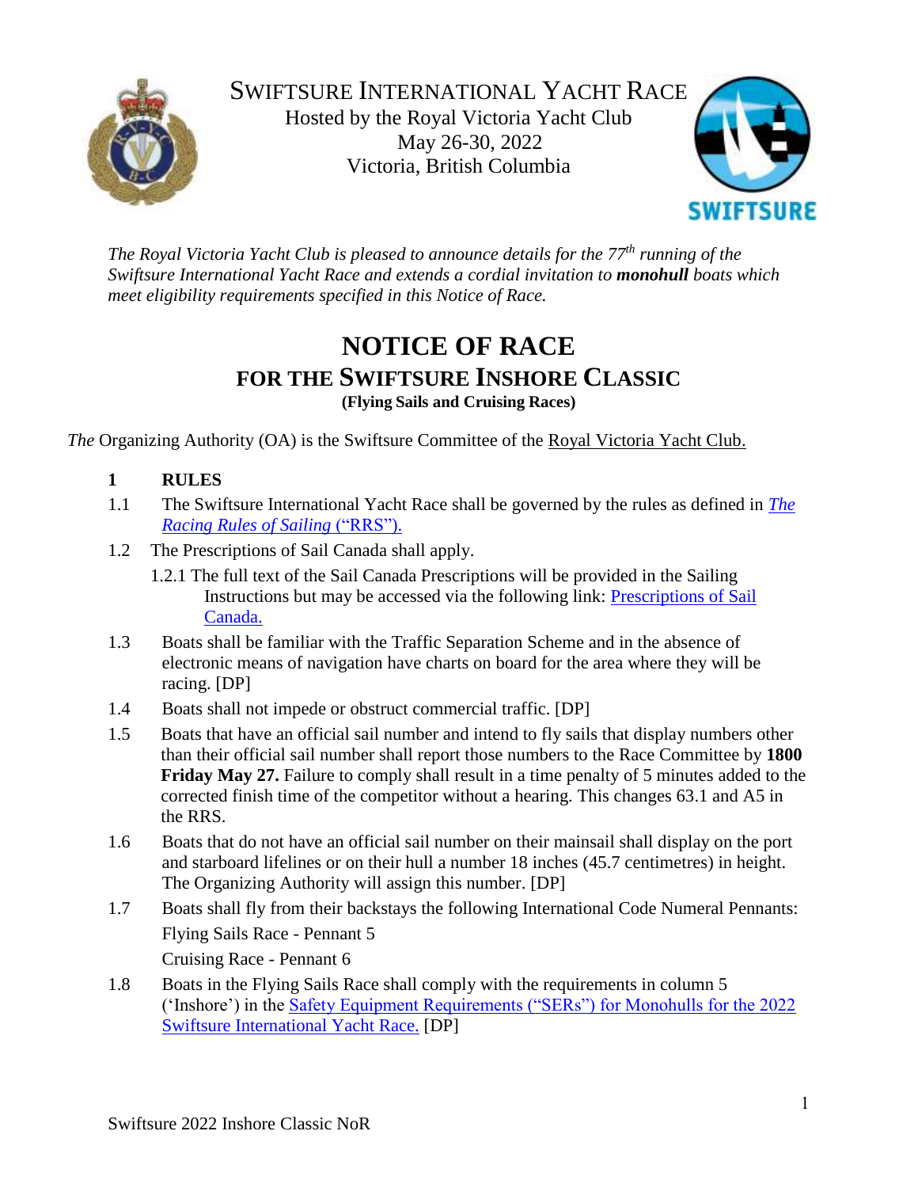# SWIFTSURE INTERNATIONAL YACHT RACE

Hosted by the Royal Victoria Yacht Club
May 26-30, 2022
Victoria, British Columbia

*The Royal Victoria Yacht Club is pleased to announce details for the 77th running of the Swiftsure International Yacht Race and extends a cordial invitation to **monohull** boats which meet eligibility requirements specified in this Notice of Race.*

# NOTICE OF RACE

## FOR THE SWIFTSURE INSHORE CLASSIC

**(Flying Sails and Cruising Races)**

*The* Organizing Authority (OA) is the Swiftsure Committee of the Royal Victoria Yacht Club.

**1 RULES**

1.1 The Swiftsure International Yacht Race shall be governed by the rules as defined in *The Racing Rules of Sailing* ("RRS").

1.2 The Prescriptions of Sail Canada shall apply.

1.2.1 The full text of the Sail Canada Prescriptions will be provided in the Sailing Instructions but may be accessed via the following link: Prescriptions of Sail Canada.

1.3 Boats shall be familiar with the Traffic Separation Scheme and in the absence of electronic means of navigation have charts on board for the area where they will be racing. [DP]

1.4 Boats shall not impede or obstruct commercial traffic. [DP]

1.5 Boats that have an official sail number and intend to fly sails that display numbers other than their official sail number shall report those numbers to the Race Committee by **1800 Friday May 27.** Failure to comply shall result in a time penalty of 5 minutes added to the corrected finish time of the competitor without a hearing. This changes 63.1 and A5 in the RRS.

1.6 Boats that do not have an official sail number on their mainsail shall display on the port and starboard lifelines or on their hull a number 18 inches (45.7 centimetres) in height. The Organizing Authority will assign this number. [DP]

1.7 Boats shall fly from their backstays the following International Code Numeral Pennants:

Flying Sails Race - Pennant 5

Cruising Race - Pennant 6

1.8 Boats in the Flying Sails Race shall comply with the requirements in column 5 ('Inshore') in the Safety Equipment Requirements ("SERs") for Monohulls for the 2022 Swiftsure International Yacht Race. [DP]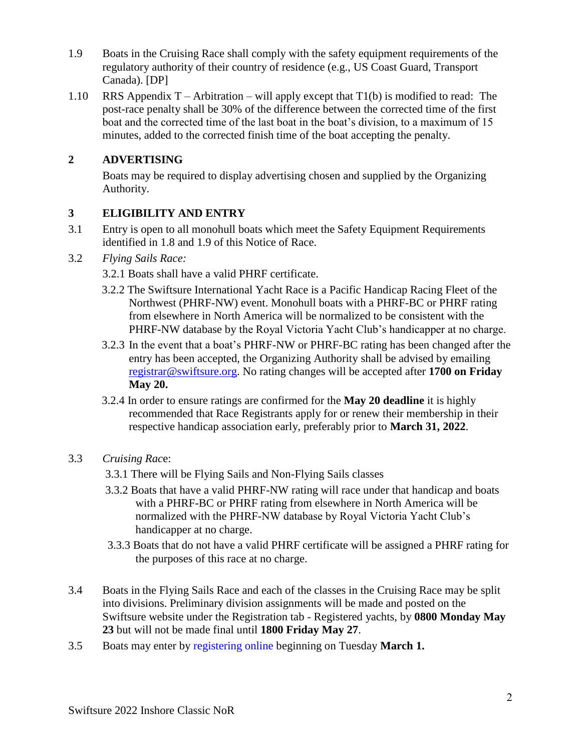1.9 Boats in the Cruising Race shall comply with the safety equipment requirements of the regulatory authority of their country of residence (e.g., US Coast Guard, Transport Canada). [DP]

1.10 RRS Appendix T – Arbitration – will apply except that T1(b) is modified to read: The post-race penalty shall be 30% of the difference between the corrected time of the first boat and the corrected time of the last boat in the boat's division, to a maximum of 15 minutes, added to the corrected finish time of the boat accepting the penalty.

## 2 ADVERTISING

Boats may be required to display advertising chosen and supplied by the Organizing Authority.

## 3 ELIGIBILITY AND ENTRY

3.1 Entry is open to all monohull boats which meet the Safety Equipment Requirements identified in 1.8 and 1.9 of this Notice of Race.

3.2 *Flying Sails Race:*

3.2.1 Boats shall have a valid PHRF certificate.

3.2.2 The Swiftsure International Yacht Race is a Pacific Handicap Racing Fleet of the Northwest (PHRF-NW) event. Monohull boats with a PHRF-BC or PHRF rating from elsewhere in North America will be normalized to be consistent with the PHRF-NW database by the Royal Victoria Yacht Club's handicapper at no charge.

3.2.3 In the event that a boat's PHRF-NW or PHRF-BC rating has been changed after the entry has been accepted, the Organizing Authority shall be advised by emailing registrar@swiftsure.org. No rating changes will be accepted after **1700 on Friday May 20.**

3.2.4 In order to ensure ratings are confirmed for the **May 20 deadline** it is highly recommended that Race Registrants apply for or renew their membership in their respective handicap association early, preferably prior to **March 31, 2022**.

3.3 *Cruising Rac*e:

3.3.1 There will be Flying Sails and Non-Flying Sails classes

3.3.2 Boats that have a valid PHRF-NW rating will race under that handicap and boats with a PHRF-BC or PHRF rating from elsewhere in North America will be normalized with the PHRF-NW database by Royal Victoria Yacht Club's handicapper at no charge.

3.3.3 Boats that do not have a valid PHRF certificate will be assigned a PHRF rating for the purposes of this race at no charge.

3.4 Boats in the Flying Sails Race and each of the classes in the Cruising Race may be split into divisions. Preliminary division assignments will be made and posted on the Swiftsure website under the Registration tab - Registered yachts, by **0800 Monday May 23** but will not be made final until **1800 Friday May 27**.

3.5 Boats may enter by registering online beginning on Tuesday **March 1.**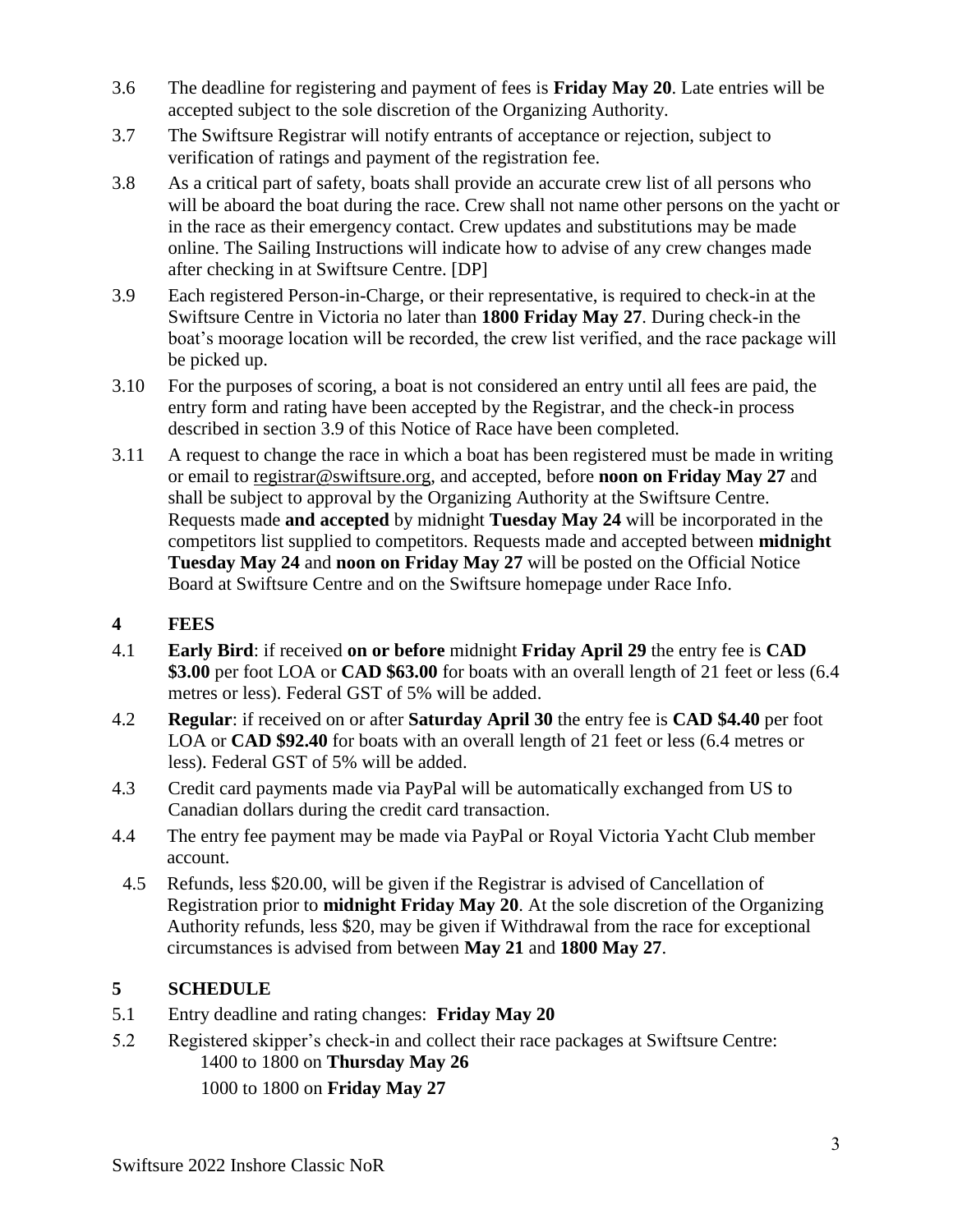3.6 The deadline for registering and payment of fees is **Friday May 20**. Late entries will be accepted subject to the sole discretion of the Organizing Authority.

3.7 The Swiftsure Registrar will notify entrants of acceptance or rejection, subject to verification of ratings and payment of the registration fee.

3.8 As a critical part of safety, boats shall provide an accurate crew list of all persons who will be aboard the boat during the race. Crew shall not name other persons on the yacht or in the race as their emergency contact. Crew updates and substitutions may be made online. The Sailing Instructions will indicate how to advise of any crew changes made after checking in at Swiftsure Centre. [DP]

3.9 Each registered Person-in-Charge, or their representative, is required to check-in at the Swiftsure Centre in Victoria no later than **1800 Friday May 27**. During check-in the boat's moorage location will be recorded, the crew list verified, and the race package will be picked up.

3.10 For the purposes of scoring, a boat is not considered an entry until all fees are paid, the entry form and rating have been accepted by the Registrar, and the check-in process described in section 3.9 of this Notice of Race have been completed.

3.11 A request to change the race in which a boat has been registered must be made in writing or email to registrar@swiftsure.org, and accepted, before **noon on Friday May 27** and shall be subject to approval by the Organizing Authority at the Swiftsure Centre. Requests made **and accepted** by midnight **Tuesday May 24** will be incorporated in the competitors list supplied to competitors. Requests made and accepted between **midnight Tuesday May 24** and **noon on Friday May 27** will be posted on the Official Notice Board at Swiftsure Centre and on the Swiftsure homepage under Race Info.

## 4 FEES

4.1 **Early Bird**: if received **on or before** midnight **Friday April 29** the entry fee is **CAD \$3.00** per foot LOA or **CAD \$63.00** for boats with an overall length of 21 feet or less (6.4 metres or less). Federal GST of 5% will be added.

4.2 **Regular**: if received on or after **Saturday April 30** the entry fee is **CAD \$4.40** per foot LOA or **CAD \$92.40** for boats with an overall length of 21 feet or less (6.4 metres or less). Federal GST of 5% will be added.

4.3 Credit card payments made via PayPal will be automatically exchanged from US to Canadian dollars during the credit card transaction.

4.4 The entry fee payment may be made via PayPal or Royal Victoria Yacht Club member account.

4.5 Refunds, less \$20.00, will be given if the Registrar is advised of Cancellation of Registration prior to **midnight Friday May 20**. At the sole discretion of the Organizing Authority refunds, less \$20, may be given if Withdrawal from the race for exceptional circumstances is advised from between **May 21** and **1800 May 27**.

## 5 SCHEDULE

5.1 Entry deadline and rating changes: **Friday May 20**

5.2 Registered skipper's check-in and collect their race packages at Swiftsure Centre:

1400 to 1800 on **Thursday May 26**

1000 to 1800 on **Friday May 27**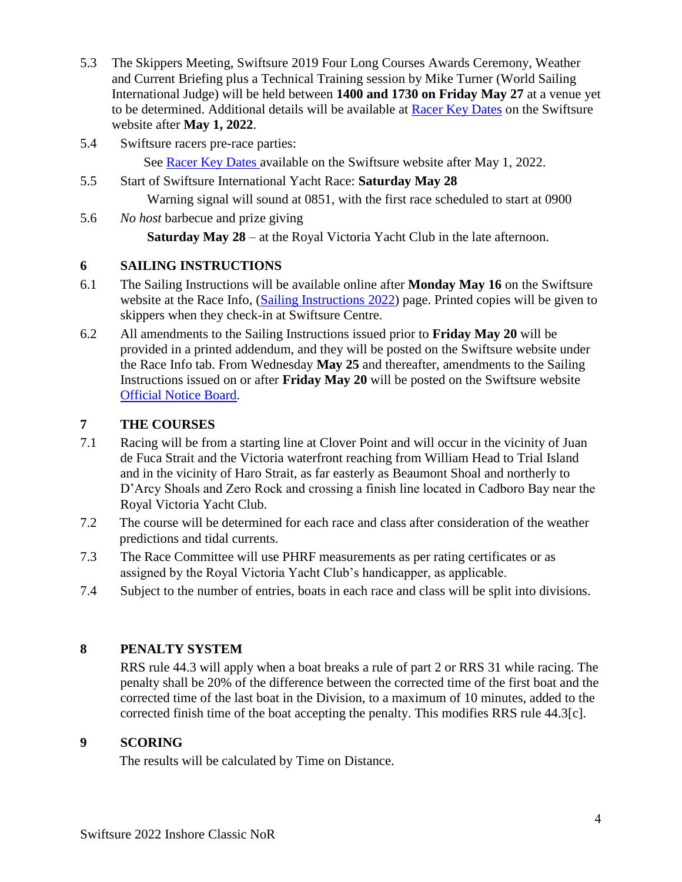5.3 The Skippers Meeting, Swiftsure 2019 Four Long Courses Awards Ceremony, Weather and Current Briefing plus a Technical Training session by Mike Turner (World Sailing International Judge) will be held between **1400 and 1730 on Friday May 27** at a venue yet to be determined. Additional details will be available at Racer Key Dates on the Swiftsure website after **May 1, 2022**.

5.4 Swiftsure racers pre-race parties:

See Racer Key Dates available on the Swiftsure website after May 1, 2022.

5.5 Start of Swiftsure International Yacht Race: **Saturday May 28**

Warning signal will sound at 0851, with the first race scheduled to start at 0900

5.6 *No host* barbecue and prize giving

**Saturday May 28** – at the Royal Victoria Yacht Club in the late afternoon.

## 6 SAILING INSTRUCTIONS

6.1 The Sailing Instructions will be available online after **Monday May 16** on the Swiftsure website at the Race Info, (Sailing Instructions 2022) page. Printed copies will be given to skippers when they check-in at Swiftsure Centre.

6.2 All amendments to the Sailing Instructions issued prior to **Friday May 20** will be provided in a printed addendum, and they will be posted on the Swiftsure website under the Race Info tab. From Wednesday **May 25** and thereafter, amendments to the Sailing Instructions issued on or after **Friday May 20** will be posted on the Swiftsure website Official Notice Board.

## 7 THE COURSES

7.1 Racing will be from a starting line at Clover Point and will occur in the vicinity of Juan de Fuca Strait and the Victoria waterfront reaching from William Head to Trial Island and in the vicinity of Haro Strait, as far easterly as Beaumont Shoal and northerly to D'Arcy Shoals and Zero Rock and crossing a finish line located in Cadboro Bay near the Royal Victoria Yacht Club.

7.2 The course will be determined for each race and class after consideration of the weather predictions and tidal currents.

7.3 The Race Committee will use PHRF measurements as per rating certificates or as assigned by the Royal Victoria Yacht Club's handicapper, as applicable.

7.4 Subject to the number of entries, boats in each race and class will be split into divisions.

## 8 PENALTY SYSTEM

RRS rule 44.3 will apply when a boat breaks a rule of part 2 or RRS 31 while racing. The penalty shall be 20% of the difference between the corrected time of the first boat and the corrected time of the last boat in the Division, to a maximum of 10 minutes, added to the corrected finish time of the boat accepting the penalty. This modifies RRS rule 44.3[c].

## 9 SCORING

The results will be calculated by Time on Distance.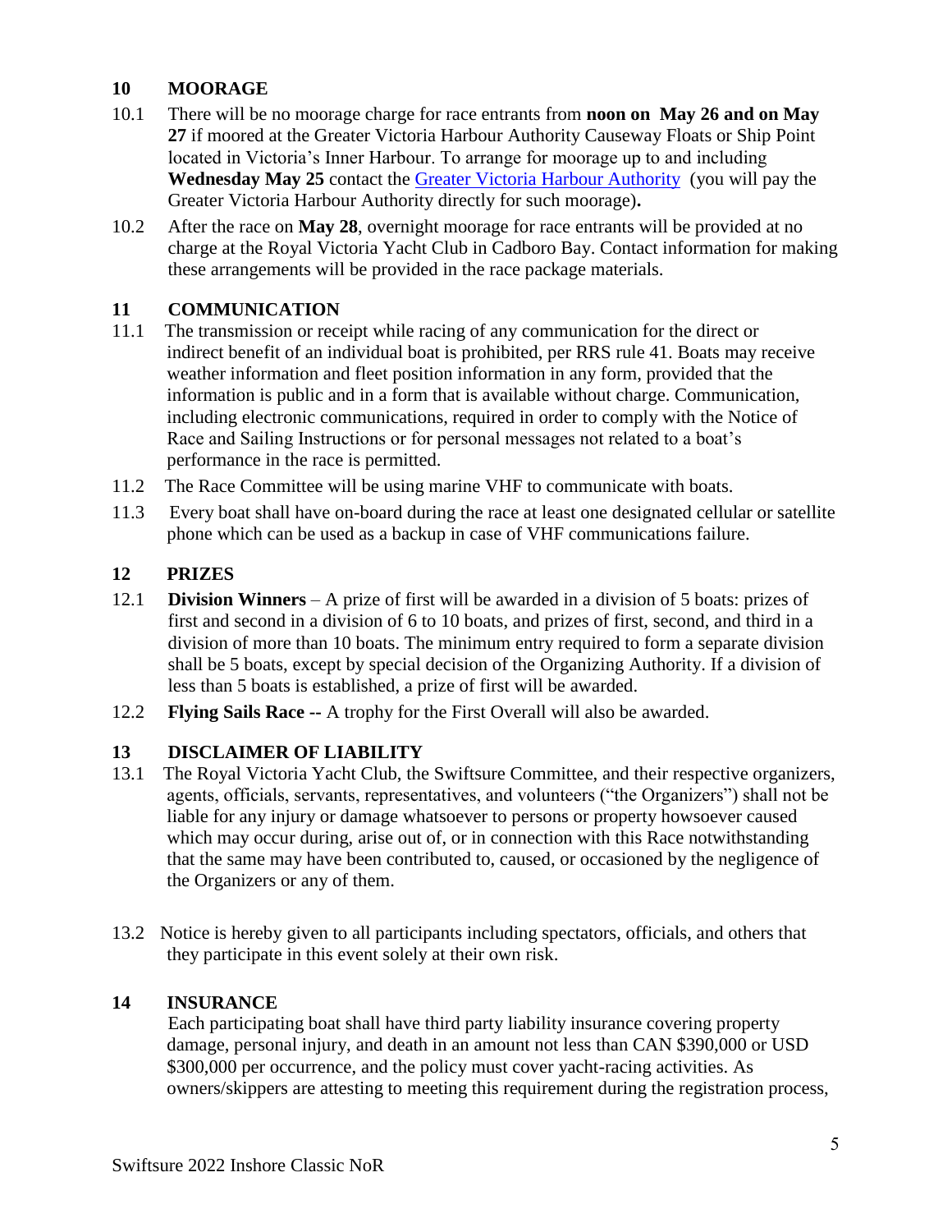## 10 MOORAGE

10.1 There will be no moorage charge for race entrants from **noon on May 26 and on May 27** if moored at the Greater Victoria Harbour Authority Causeway Floats or Ship Point located in Victoria's Inner Harbour. To arrange for moorage up to and including **Wednesday May 25** contact the [Greater Victoria Harbour Authority]() (you will pay the Greater Victoria Harbour Authority directly for such moorage)**.**

10.2 After the race on **May 28**, overnight moorage for race entrants will be provided at no charge at the Royal Victoria Yacht Club in Cadboro Bay. Contact information for making these arrangements will be provided in the race package materials.

## 11 COMMUNICATION

11.1 The transmission or receipt while racing of any communication for the direct or indirect benefit of an individual boat is prohibited, per RRS rule 41. Boats may receive weather information and fleet position information in any form, provided that the information is public and in a form that is available without charge. Communication, including electronic communications, required in order to comply with the Notice of Race and Sailing Instructions or for personal messages not related to a boat's performance in the race is permitted.

11.2 The Race Committee will be using marine VHF to communicate with boats.

11.3 Every boat shall have on-board during the race at least one designated cellular or satellite phone which can be used as a backup in case of VHF communications failure.

## 12 PRIZES

12.1 **Division Winners** – A prize of first will be awarded in a division of 5 boats: prizes of first and second in a division of 6 to 10 boats, and prizes of first, second, and third in a division of more than 10 boats. The minimum entry required to form a separate division shall be 5 boats, except by special decision of the Organizing Authority. If a division of less than 5 boats is established, a prize of first will be awarded.

12.2 **Flying Sails Race --** A trophy for the First Overall will also be awarded.

## 13 DISCLAIMER OF LIABILITY

13.1 The Royal Victoria Yacht Club, the Swiftsure Committee, and their respective organizers, agents, officials, servants, representatives, and volunteers ("the Organizers") shall not be liable for any injury or damage whatsoever to persons or property howsoever caused which may occur during, arise out of, or in connection with this Race notwithstanding that the same may have been contributed to, caused, or occasioned by the negligence of the Organizers or any of them.

13.2 Notice is hereby given to all participants including spectators, officials, and others that they participate in this event solely at their own risk.

## 14 INSURANCE

Each participating boat shall have third party liability insurance covering property damage, personal injury, and death in an amount not less than CAN $390,000 or USD $300,000 per occurrence, and the policy must cover yacht-racing activities. As owners/skippers are attesting to meeting this requirement during the registration process,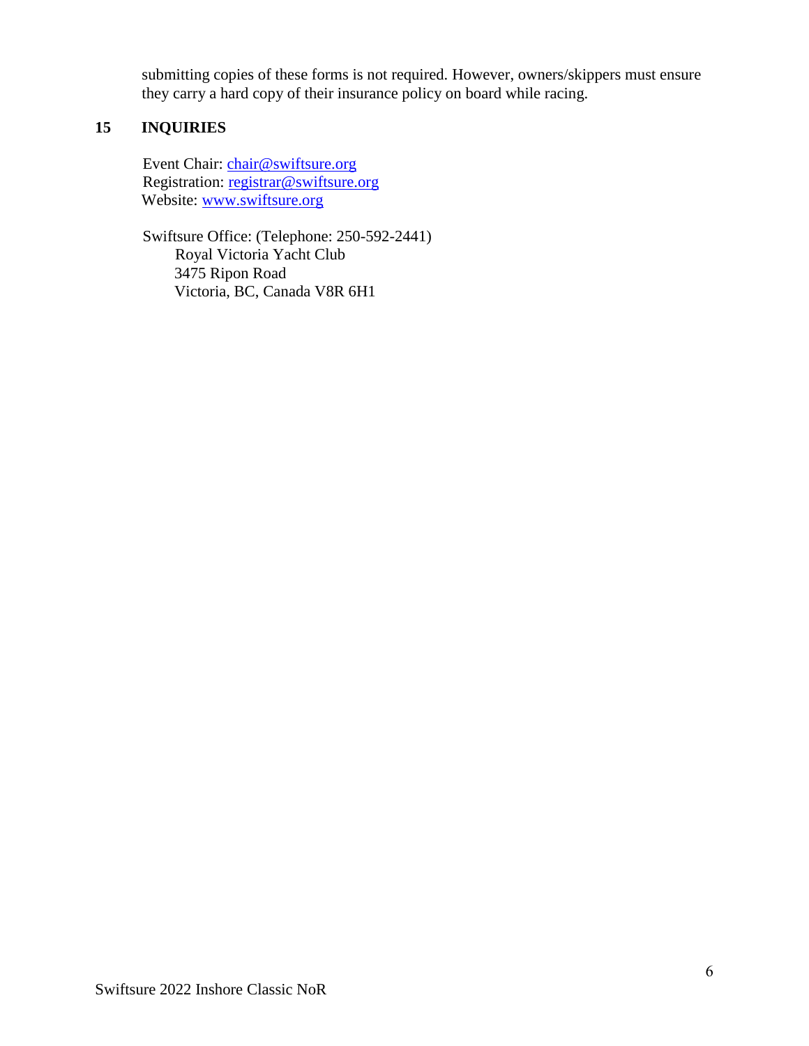submitting copies of these forms is not required. However, owners/skippers must ensure they carry a hard copy of their insurance policy on board while racing.

## 15 INQUIRIES

Event Chair: chair@swiftsure.org
Registration: registrar@swiftsure.org
Website: www.swiftsure.org

Swiftsure Office: (Telephone: 250-592-2441)
Royal Victoria Yacht Club
3475 Ripon Road
Victoria, BC, Canada V8R 6H1